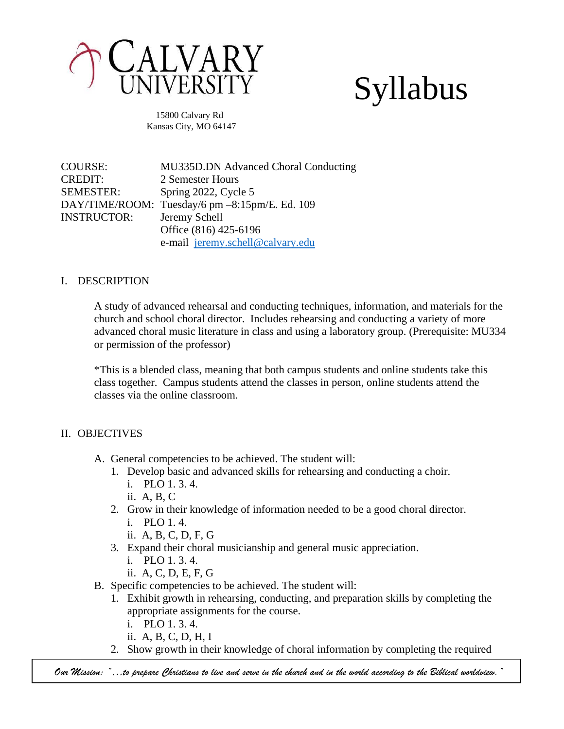# CALVARY UNIVERSITY

# Syllabus

15800 Calvary Rd
Kansas City, MO 64147

| | |
|---|---|
| COURSE: | MU335D.DN Advanced Choral Conducting |
| CREDIT: | 2 Semester Hours |
| SEMESTER: | Spring 2022, Cycle 5 |
| DAY/TIME/ROOM: | Tuesday/6 pm –8:15pm/E. Ed. 109 |
| INSTRUCTOR: | Jeremy Schell |
| | Office (816) 425-6196 |
| | e-mail jeremy.schell@calvary.edu |

## I. DESCRIPTION

A study of advanced rehearsal and conducting techniques, information, and materials for the church and school choral director. Includes rehearsing and conducting a variety of more advanced choral music literature in class and using a laboratory group. (Prerequisite: MU334 or permission of the professor)

*This is a blended class, meaning that both campus students and online students take this class together. Campus students attend the classes in person, online students attend the classes via the online classroom.

## II. OBJECTIVES

A. General competencies to be achieved. The student will:
   1. Develop basic and advanced skills for rehearsing and conducting a choir.
      i. PLO 1. 3. 4.
      ii. A, B, C
   2. Grow in their knowledge of information needed to be a good choral director.
      i. PLO 1. 4.
      ii. A, B, C, D, F, G
   3. Expand their choral musicianship and general music appreciation.
      i. PLO 1. 3. 4.
      ii. A, C, D, E, F, G

B. Specific competencies to be achieved. The student will:
   1. Exhibit growth in rehearsing, conducting, and preparation skills by completing the appropriate assignments for the course.
      i. PLO 1. 3. 4.
      ii. A, B, C, D, H, I
   2. Show growth in their knowledge of choral information by completing the required

*Our Mission: "…to prepare Christians to live and serve in the church and in the world according to the Biblical worldview."*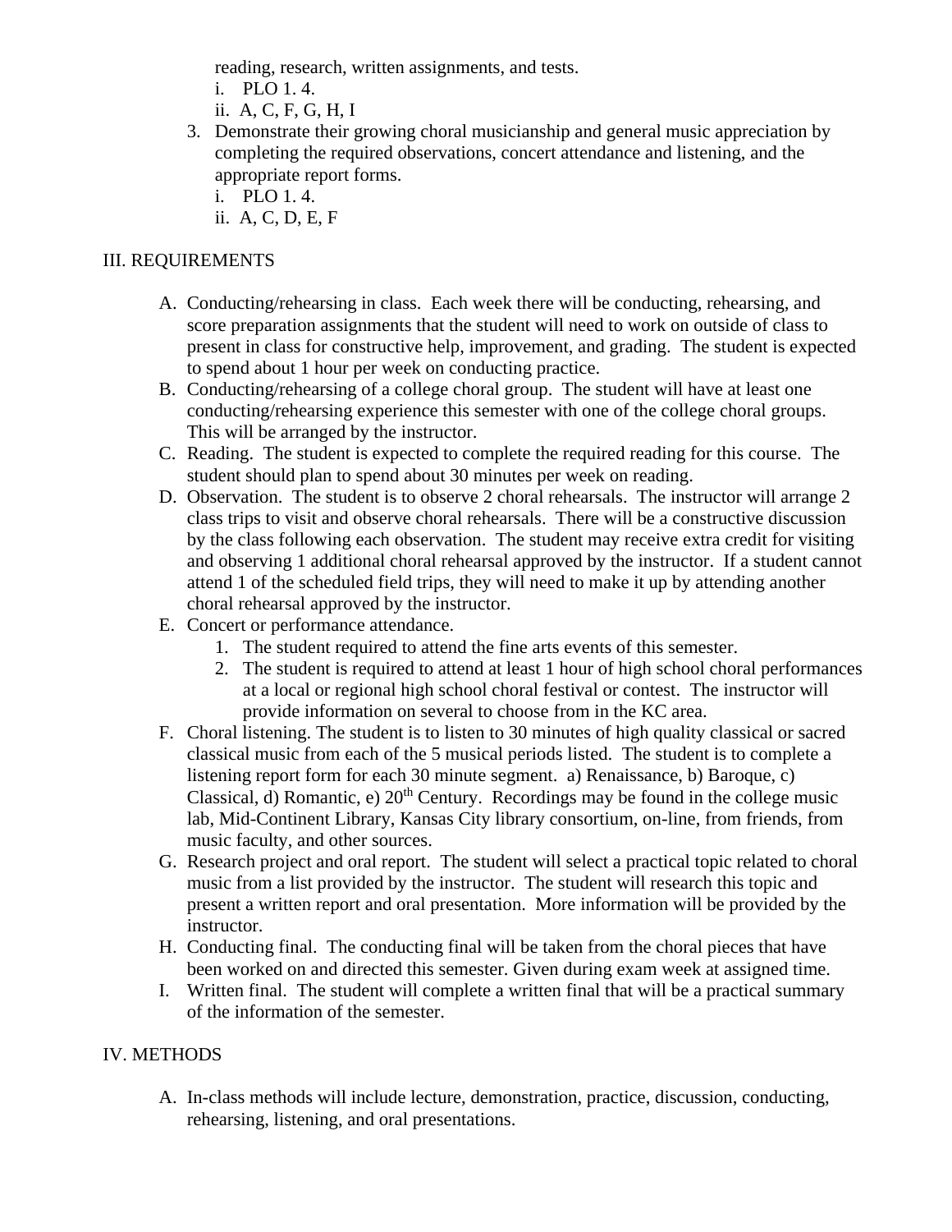reading, research, written assignments, and tests.

   i. PLO 1. 4.
   ii. A, C, F, G, H, I

3. Demonstrate their growing choral musicianship and general music appreciation by completing the required observations, concert attendance and listening, and the appropriate report forms.
   i. PLO 1. 4.
   ii. A, C, D, E, F

## III. REQUIREMENTS

A. Conducting/rehearsing in class. Each week there will be conducting, rehearsing, and score preparation assignments that the student will need to work on outside of class to present in class for constructive help, improvement, and grading. The student is expected to spend about 1 hour per week on conducting practice.

B. Conducting/rehearsing of a college choral group. The student will have at least one conducting/rehearsing experience this semester with one of the college choral groups. This will be arranged by the instructor.

C. Reading. The student is expected to complete the required reading for this course. The student should plan to spend about 30 minutes per week on reading.

D. Observation. The student is to observe 2 choral rehearsals. The instructor will arrange 2 class trips to visit and observe choral rehearsals. There will be a constructive discussion by the class following each observation. The student may receive extra credit for visiting and observing 1 additional choral rehearsal approved by the instructor. If a student cannot attend 1 of the scheduled field trips, they will need to make it up by attending another choral rehearsal approved by the instructor.

E. Concert or performance attendance.
   1. The student required to attend the fine arts events of this semester.
   2. The student is required to attend at least 1 hour of high school choral performances at a local or regional high school choral festival or contest. The instructor will provide information on several to choose from in the KC area.

F. Choral listening. The student is to listen to 30 minutes of high quality classical or sacred classical music from each of the 5 musical periods listed. The student is to complete a listening report form for each 30 minute segment. a) Renaissance, b) Baroque, c) Classical, d) Romantic, e) 20th Century. Recordings may be found in the college music lab, Mid-Continent Library, Kansas City library consortium, on-line, from friends, from music faculty, and other sources.

G. Research project and oral report. The student will select a practical topic related to choral music from a list provided by the instructor. The student will research this topic and present a written report and oral presentation. More information will be provided by the instructor.

H. Conducting final. The conducting final will be taken from the choral pieces that have been worked on and directed this semester. Given during exam week at assigned time.

I. Written final. The student will complete a written final that will be a practical summary of the information of the semester.

## IV. METHODS

A. In-class methods will include lecture, demonstration, practice, discussion, conducting, rehearsing, listening, and oral presentations.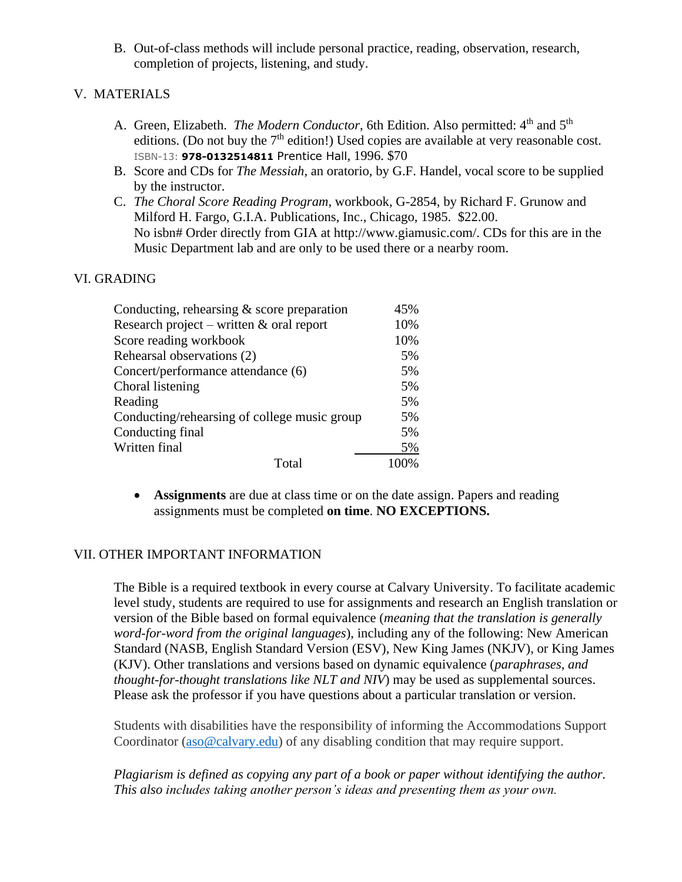B. Out-of-class methods will include personal practice, reading, observation, research, completion of projects, listening, and study.

## V. MATERIALS

A. Green, Elizabeth. *The Modern Conductor*, 6th Edition. Also permitted: 4th and 5th editions. (Do not buy the 7th edition!) Used copies are available at very reasonable cost. ISBN-13: **978-0132514811** Prentice Hall, 1996. $70

B. Score and CDs for *The Messiah*, an oratorio, by G.F. Handel, vocal score to be supplied by the instructor.

C. *The Choral Score Reading Program*, workbook, G-2854, by Richard F. Grunow and Milford H. Fargo, G.I.A. Publications, Inc., Chicago, 1985. $22.00. No isbn# Order directly from GIA at http://www.giamusic.com/. CDs for this are in the Music Department lab and are only to be used there or a nearby room.

## VI. GRADING

| | |
|---|---|
| Conducting, rehearsing & score preparation | 45% |
| Research project – written & oral report | 10% |
| Score reading workbook | 10% |
| Rehearsal observations (2) | 5% |
| Concert/performance attendance (6) | 5% |
| Choral listening | 5% |
| Reading | 5% |
| Conducting/rehearsing of college music group | 5% |
| Conducting final | 5% |
| Written final | 5% |
| Total | 100% |

- **Assignments** are due at class time or on the date assign. Papers and reading assignments must be completed **on time**. **NO EXCEPTIONS.**

## VII. OTHER IMPORTANT INFORMATION

The Bible is a required textbook in every course at Calvary University. To facilitate academic level study, students are required to use for assignments and research an English translation or version of the Bible based on formal equivalence (*meaning that the translation is generally word-for-word from the original languages*), including any of the following: New American Standard (NASB, English Standard Version (ESV), New King James (NKJV), or King James (KJV). Other translations and versions based on dynamic equivalence (*paraphrases, and thought-for-thought translations like NLT and NIV*) may be used as supplemental sources. Please ask the professor if you have questions about a particular translation or version.

Students with disabilities have the responsibility of informing the Accommodations Support Coordinator (aso@calvary.edu) of any disabling condition that may require support.

*Plagiarism is defined as copying any part of a book or paper without identifying the author. This also includes taking another person's ideas and presenting them as your own.*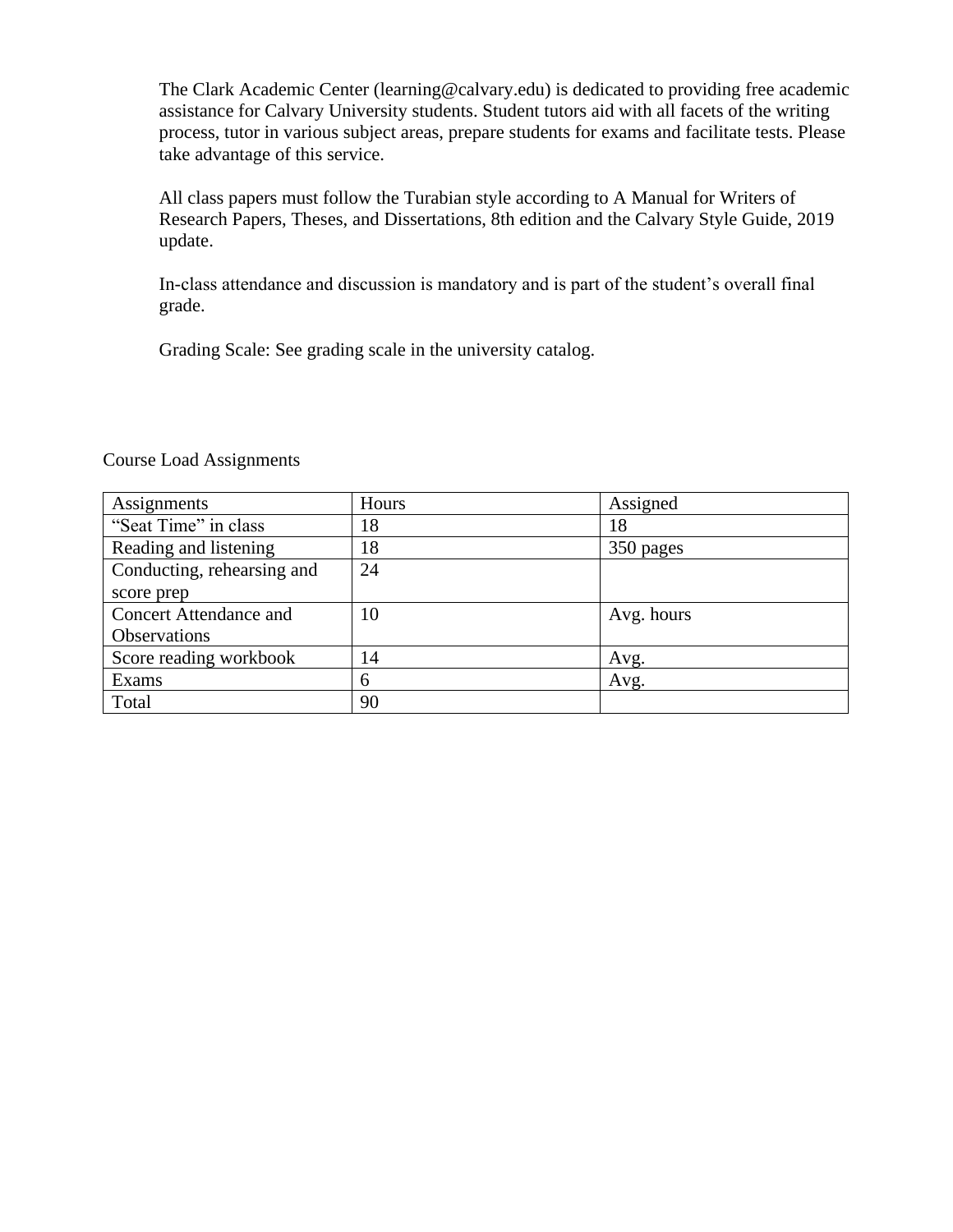The Clark Academic Center (learning@calvary.edu) is dedicated to providing free academic assistance for Calvary University students. Student tutors aid with all facets of the writing process, tutor in various subject areas, prepare students for exams and facilitate tests. Please take advantage of this service.

All class papers must follow the Turabian style according to A Manual for Writers of Research Papers, Theses, and Dissertations, 8th edition and the Calvary Style Guide, 2019 update.

In-class attendance and discussion is mandatory and is part of the student's overall final grade.

Grading Scale: See grading scale in the university catalog.

Course Load Assignments

| Assignments | Hours | Assigned |
|---|---|---|
| "Seat Time" in class | 18 | 18 |
| Reading and listening | 18 | 350 pages |
| Conducting, rehearsing and score prep | 24 | |
| Concert Attendance and Observations | 10 | Avg. hours |
| Score reading workbook | 14 | Avg. |
| Exams | 6 | Avg. |
| Total | 90 | |